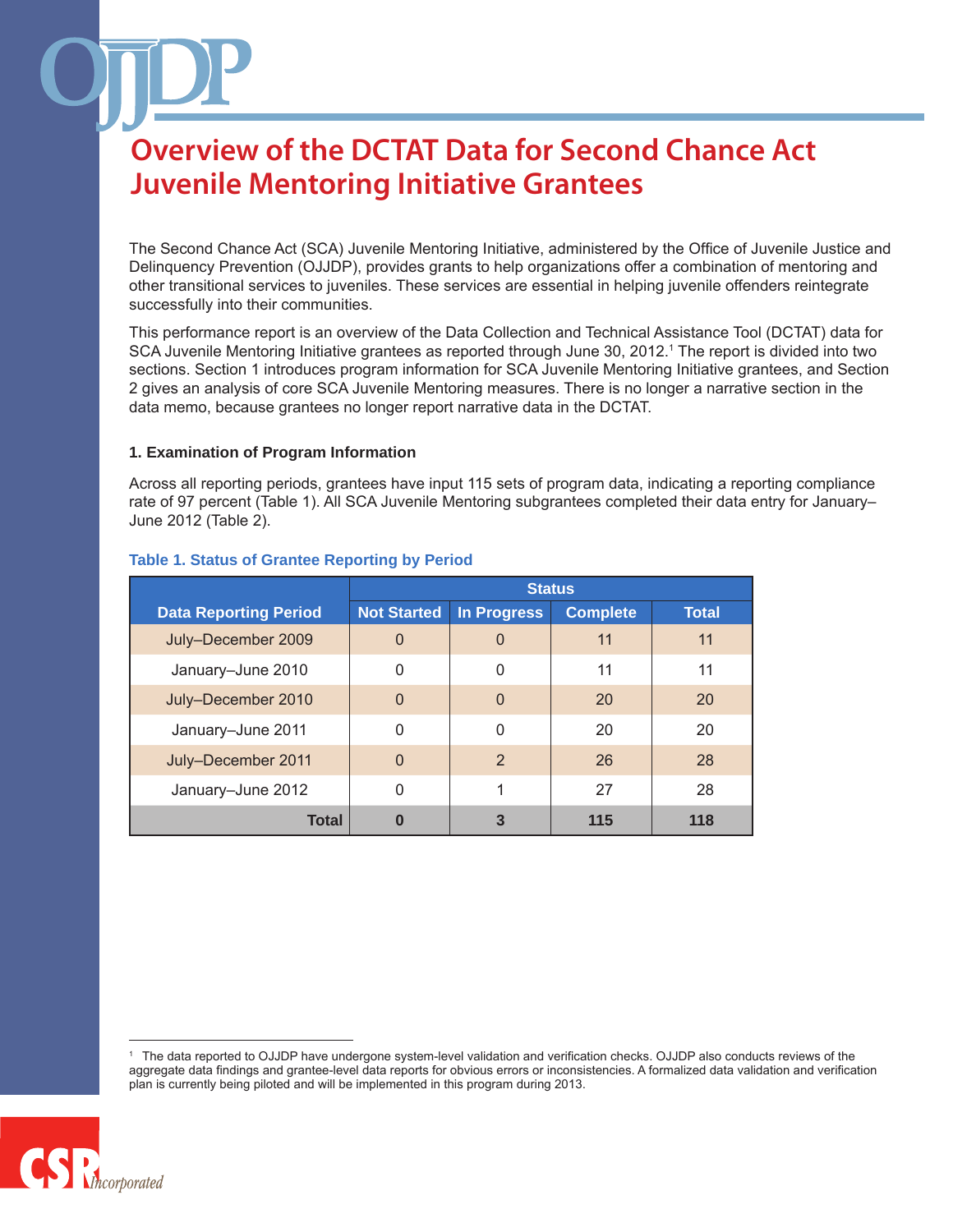# Overview of the DCTAT Data for Second Chance Act Juvenile Mentoring Initiative Grantees

The Second Chance Act (SCA) Juvenile Mentoring Initiative, administered by the Office of Juvenile Justice and Delinquency Prevention (OJJDP), provides grants to help organizations offer a combination of mentoring and other transitional services to juveniles. These services are essential in helping juvenile offenders reintegrate successfully into their communities.

This performance report is an overview of the Data Collection and Technical Assistance Tool (DCTAT) data for SCA Juvenile Mentoring Initiative grantees as reported through June 30, 2012.[1] The report is divided into two sections. Section 1 introduces program information for SCA Juvenile Mentoring Initiative grantees, and Section 2 gives an analysis of core SCA Juvenile Mentoring measures. There is no longer a narrative section in the data memo, because grantees no longer report narrative data in the DCTAT.

### 1. Examination of Program Information

Across all reporting periods, grantees have input 115 sets of program data, indicating a reporting compliance rate of 97 percent (Table 1). All SCA Juvenile Mentoring subgrantees completed their data entry for January–June 2012 (Table 2).

**Table 1. Status of Grantee Reporting by Period**

| Data Reporting Period | Status | | | |
|---|---|---|---|---|
| | Not Started | In Progress | Complete | Total |
| July–December 2009 | 0 | 0 | 11 | 11 |
| January–June 2010 | 0 | 0 | 11 | 11 |
| July–December 2010 | 0 | 0 | 20 | 20 |
| January–June 2011 | 0 | 0 | 20 | 20 |
| July–December 2011 | 0 | 2 | 26 | 28 |
| January–June 2012 | 0 | 1 | 27 | 28 |
| **Total** | **0** | **3** | **115** | **118** |

[1] The data reported to OJJDP have undergone system-level validation and verification checks. OJJDP also conducts reviews of the aggregate data findings and grantee-level data reports for obvious errors or inconsistencies. A formalized data validation and verification plan is currently being piloted and will be implemented in this program during 2013.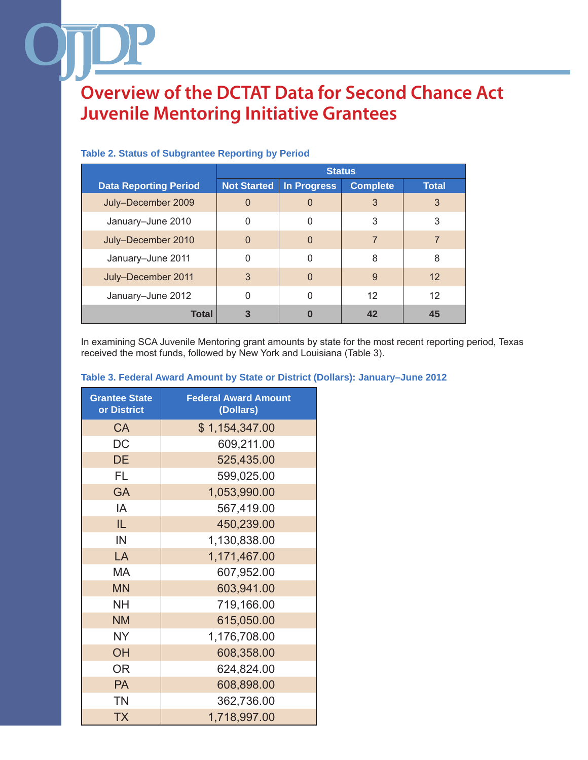# Overview of the DCTAT Data for Second Chance Act Juvenile Mentoring Initiative Grantees

**Table 2. Status of Subgrantee Reporting by Period**

| Data Reporting Period | Status | | | |
|---|---|---|---|---|
| | Not Started | In Progress | Complete | Total |
| July–December 2009 | 0 | 0 | 3 | 3 |
| January–June 2010 | 0 | 0 | 3 | 3 |
| July–December 2010 | 0 | 0 | 7 | 7 |
| January–June 2011 | 0 | 0 | 8 | 8 |
| July–December 2011 | 3 | 0 | 9 | 12 |
| January–June 2012 | 0 | 0 | 12 | 12 |
| **Total** | **3** | **0** | **42** | **45** |

In examining SCA Juvenile Mentoring grant amounts by state for the most recent reporting period, Texas received the most funds, followed by New York and Louisiana (Table 3).

**Table 3. Federal Award Amount by State or District (Dollars): January–June 2012**

| Grantee State or District | Federal Award Amount (Dollars) |
|---|---|
| CA | $ 1,154,347.00 |
| DC | 609,211.00 |
| DE | 525,435.00 |
| FL | 599,025.00 |
| GA | 1,053,990.00 |
| IA | 567,419.00 |
| IL | 450,239.00 |
| IN | 1,130,838.00 |
| LA | 1,171,467.00 |
| MA | 607,952.00 |
| MN | 603,941.00 |
| NH | 719,166.00 |
| NM | 615,050.00 |
| NY | 1,176,708.00 |
| OH | 608,358.00 |
| OR | 624,824.00 |
| PA | 608,898.00 |
| TN | 362,736.00 |
| TX | 1,718,997.00 |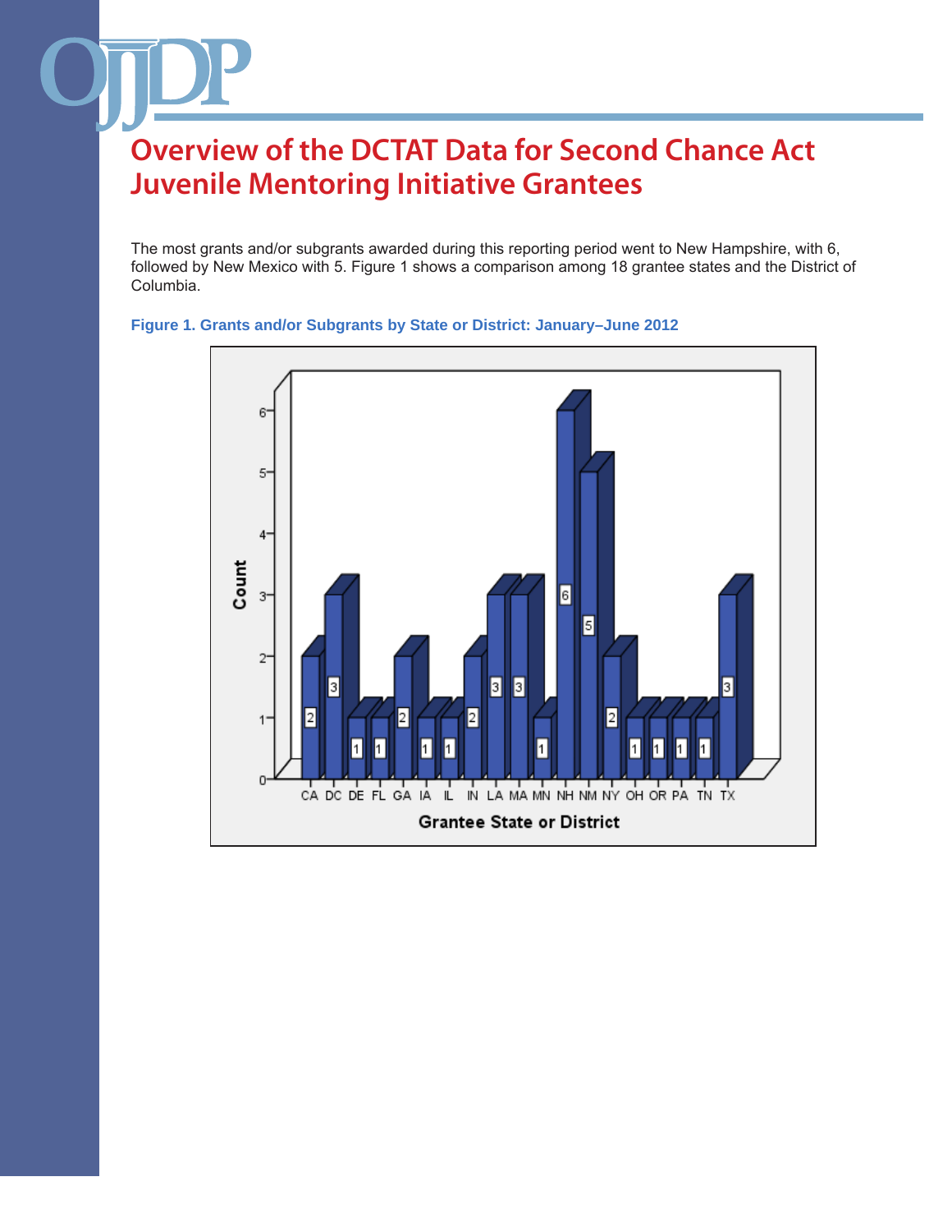# Overview of the DCTAT Data for Second Chance Act Juvenile Mentoring Initiative Grantees

The most grants and/or subgrants awarded during this reporting period went to New Hampshire, with 6, followed by New Mexico with 5. Figure 1 shows a comparison among 18 grantee states and the District of Columbia.

**Figure 1. Grants and/or Subgrants by State or District: January–June 2012**

| Grantee State or District | Count |
|---|---|
| CA | 2 |
| DC | 3 |
| DE | 1 |
| FL | 1 |
| GA | 2 |
| IA | 1 |
| IL | 1 |
| IN | 2 |
| LA | 3 |
| MA | 3 |
| MN | 1 |
| NH | 6 |
| NM | 5 |
| NY | 2 |
| OH | 1 |
| OR | 1 |
| PA | 1 |
| TN | 1 |
| TX | 3 |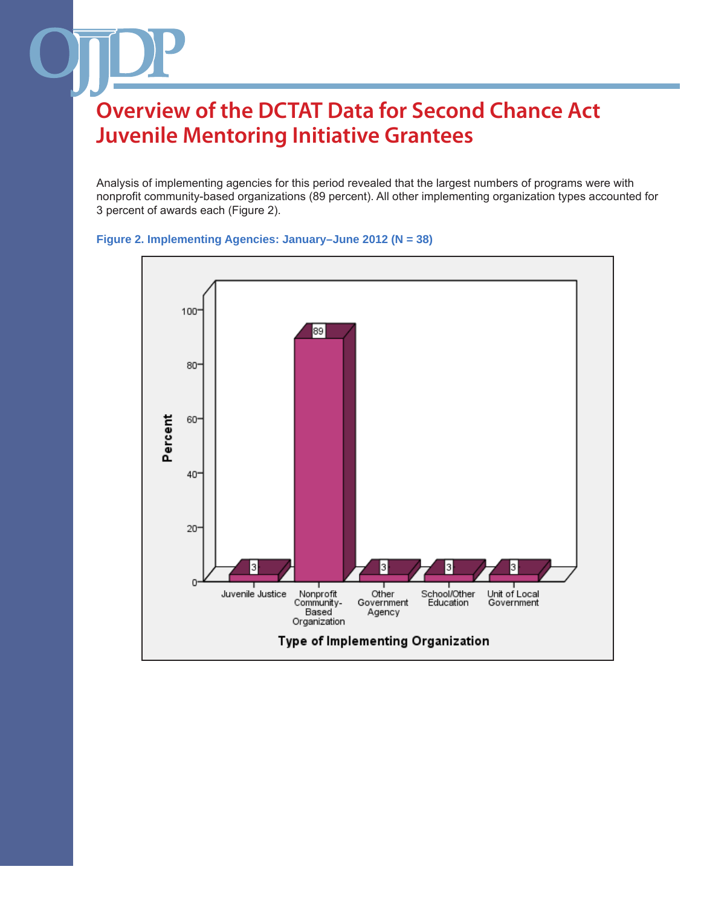# Overview of the DCTAT Data for Second Chance Act Juvenile Mentoring Initiative Grantees

Analysis of implementing agencies for this period revealed that the largest numbers of programs were with nonprofit community-based organizations (89 percent). All other implementing organization types accounted for 3 percent of awards each (Figure 2).

**Figure 2. Implementing Agencies: January–June 2012 (N = 38)**

| Type of Implementing Organization | Percent |
|---|---|
| Juvenile Justice | 3 |
| Nonprofit Community-Based Organization | 89 |
| Other Government Agency | 3 |
| School/Other Education | 3 |
| Unit of Local Government | 3 |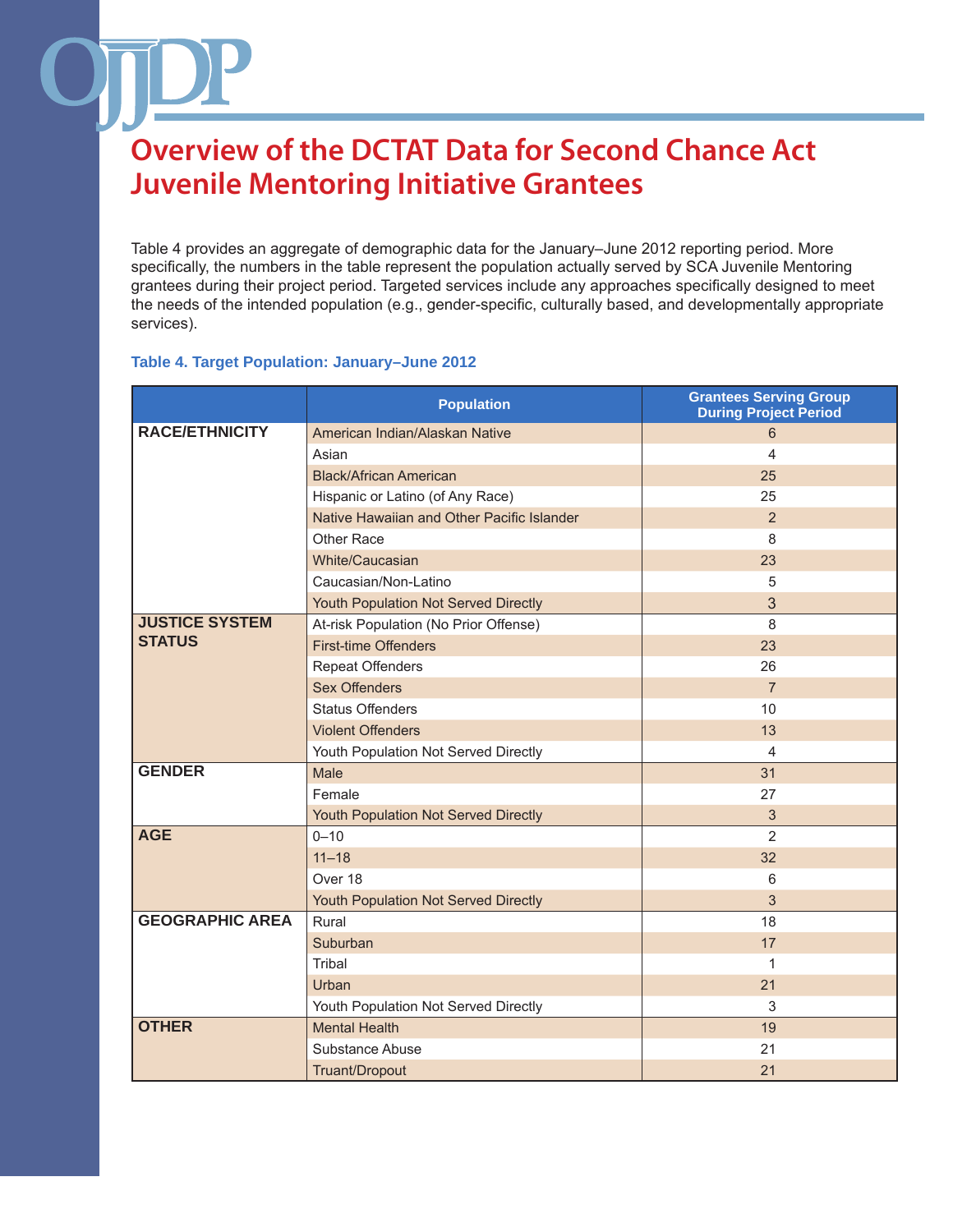# Overview of the DCTAT Data for Second Chance Act Juvenile Mentoring Initiative Grantees

Table 4 provides an aggregate of demographic data for the January–June 2012 reporting period. More specifically, the numbers in the table represent the population actually served by SCA Juvenile Mentoring grantees during their project period. Targeted services include any approaches specifically designed to meet the needs of the intended population (e.g., gender-specific, culturally based, and developmentally appropriate services).

**Table 4. Target Population: January–June 2012**

| | Population | Grantees Serving Group During Project Period |
|---|---|---|
| **RACE/ETHNICITY** | American Indian/Alaskan Native | 6 |
| | Asian | 4 |
| | Black/African American | 25 |
| | Hispanic or Latino (of Any Race) | 25 |
| | Native Hawaiian and Other Pacific Islander | 2 |
| | Other Race | 8 |
| | White/Caucasian | 23 |
| | Caucasian/Non-Latino | 5 |
| | Youth Population Not Served Directly | 3 |
| **JUSTICE SYSTEM STATUS** | At-risk Population (No Prior Offense) | 8 |
| | First-time Offenders | 23 |
| | Repeat Offenders | 26 |
| | Sex Offenders | 7 |
| | Status Offenders | 10 |
| | Violent Offenders | 13 |
| | Youth Population Not Served Directly | 4 |
| **GENDER** | Male | 31 |
| | Female | 27 |
| | Youth Population Not Served Directly | 3 |
| **AGE** | 0–10 | 2 |
| | 11–18 | 32 |
| | Over 18 | 6 |
| | Youth Population Not Served Directly | 3 |
| **GEOGRAPHIC AREA** | Rural | 18 |
| | Suburban | 17 |
| | Tribal | 1 |
| | Urban | 21 |
| | Youth Population Not Served Directly | 3 |
| **OTHER** | Mental Health | 19 |
| | Substance Abuse | 21 |
| | Truant/Dropout | 21 |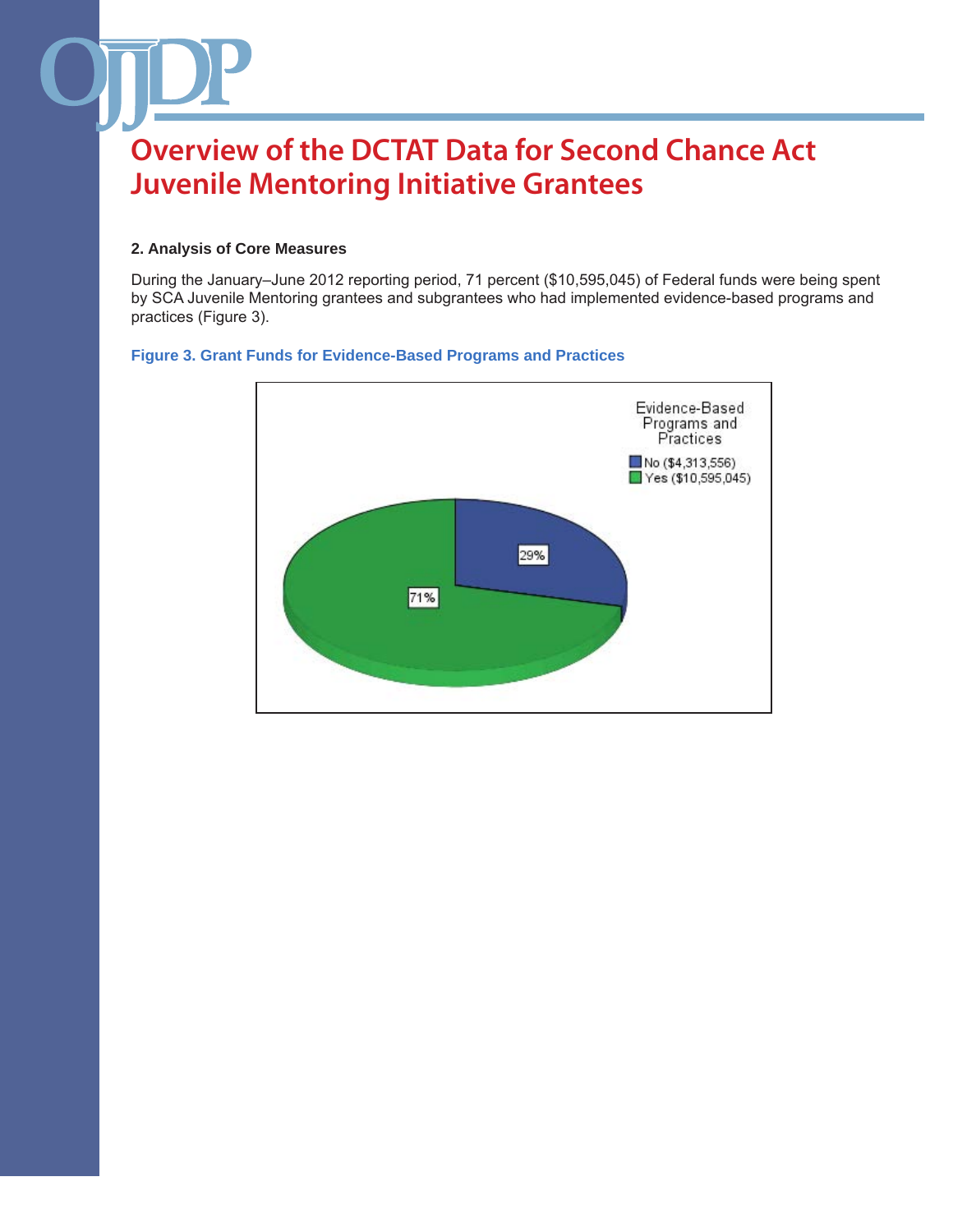# Overview of the DCTAT Data for Second Chance Act Juvenile Mentoring Initiative Grantees

**2. Analysis of Core Measures**

During the January–June 2012 reporting period, 71 percent ($10,595,045) of Federal funds were being spent by SCA Juvenile Mentoring grantees and subgrantees who had implemented evidence-based programs and practices (Figure 3).

**Figure 3. Grant Funds for Evidence-Based Programs and Practices**

Evidence-Based Programs and Practices

- No ($4,313,556): 29%
- Yes ($10,595,045): 71%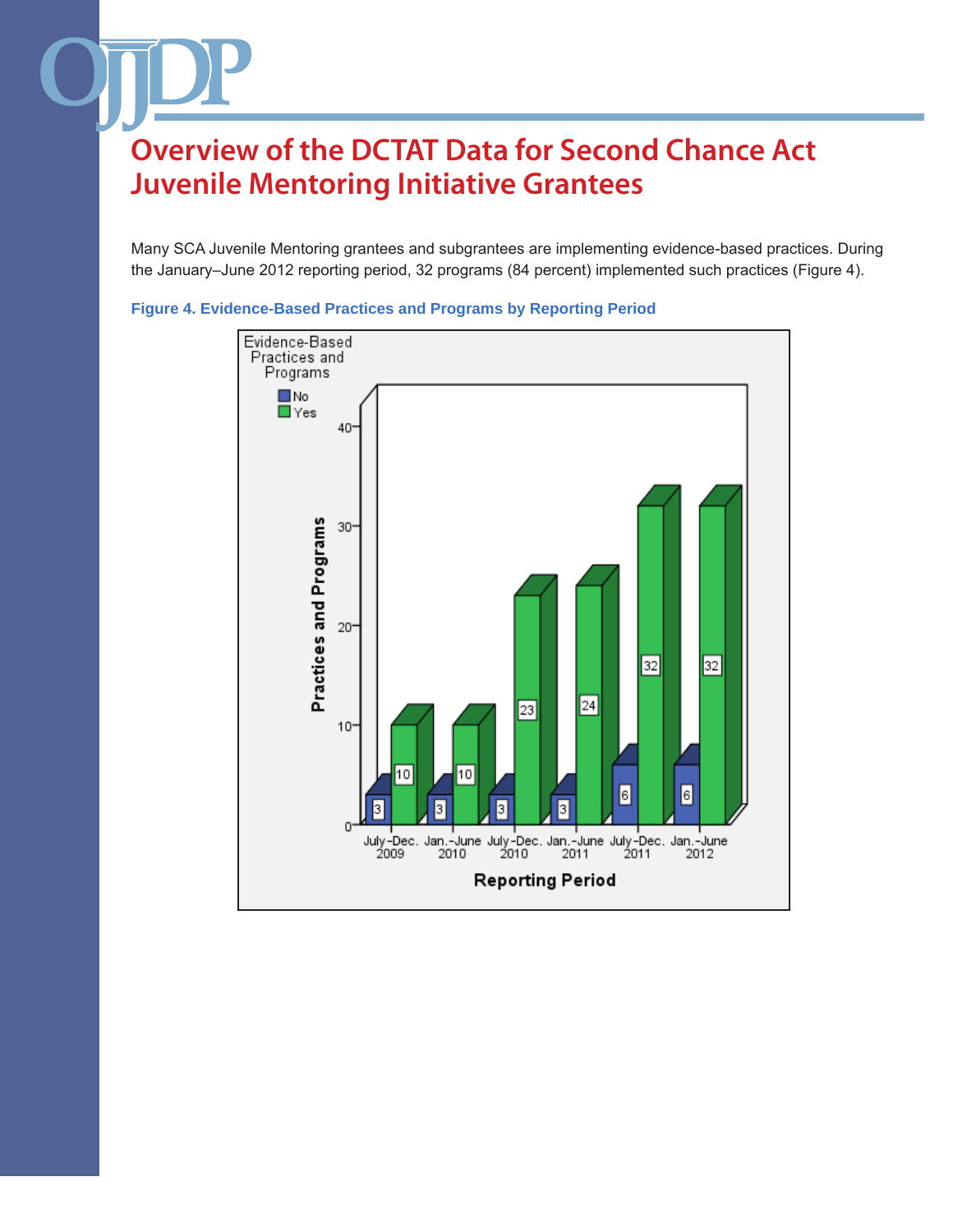# Overview of the DCTAT Data for Second Chance Act Juvenile Mentoring Initiative Grantees

Many SCA Juvenile Mentoring grantees and subgrantees are implementing evidence-based practices. During the January–June 2012 reporting period, 32 programs (84 percent) implemented such practices (Figure 4).

**Figure 4. Evidence-Based Practices and Programs by Reporting Period**

| Reporting Period | No | Yes |
|---|---|---|
| July–Dec. 2009 | 3 | 10 |
| Jan.–June 2010 | 3 | 10 |
| July–Dec. 2010 | 3 | 23 |
| Jan.–June 2011 | 3 | 24 |
| July–Dec. 2011 | 6 | 32 |
| Jan.–June 2012 | 6 | 32 |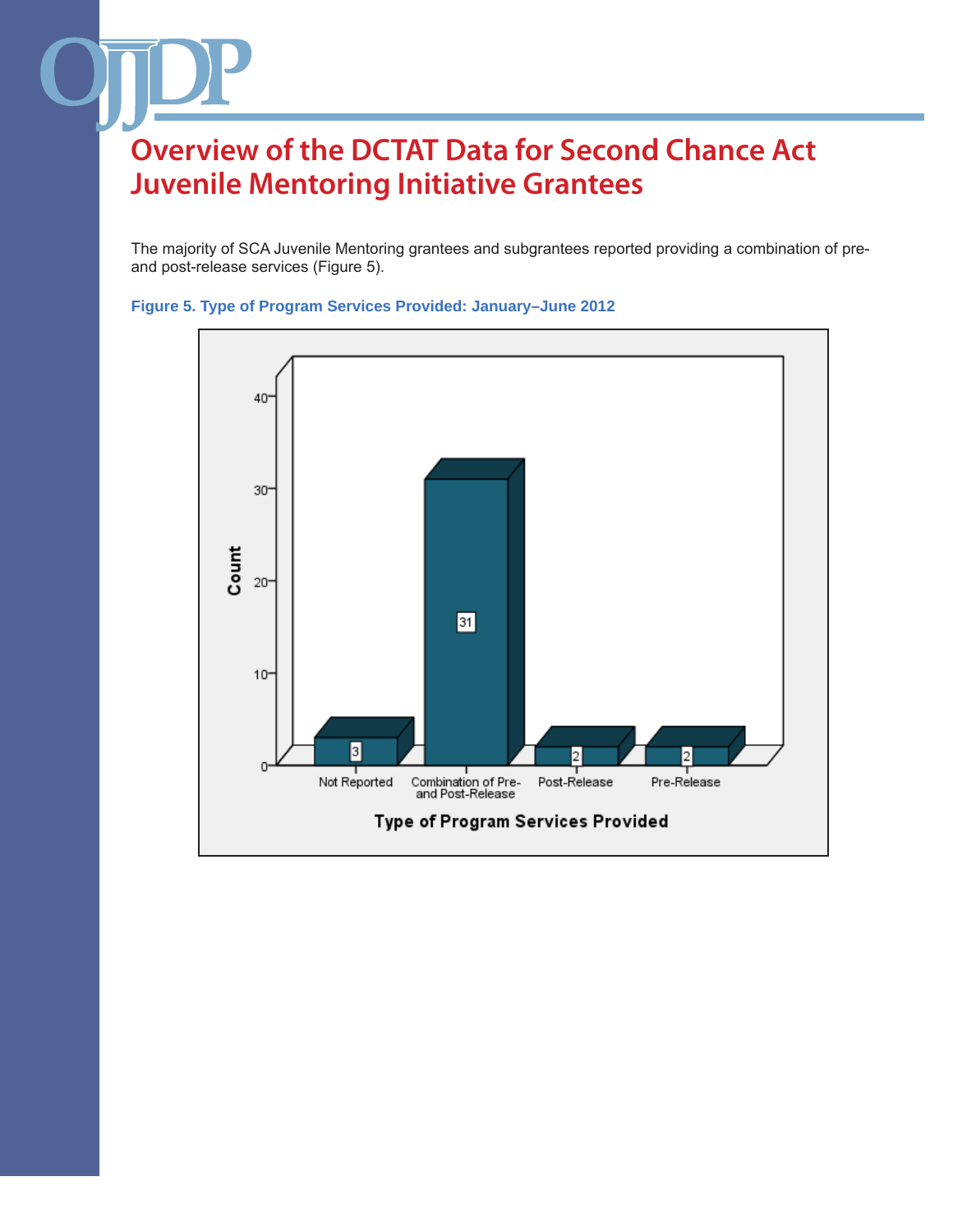# Overview of the DCTAT Data for Second Chance Act Juvenile Mentoring Initiative Grantees

The majority of SCA Juvenile Mentoring grantees and subgrantees reported providing a combination of pre- and post-release services (Figure 5).

**Figure 5. Type of Program Services Provided: January–June 2012**

| Type of Program Services Provided | Count |
|---|---|
| Not Reported | 3 |
| Combination of Pre- and Post-Release | 31 |
| Post-Release | 2 |
| Pre-Release | 2 |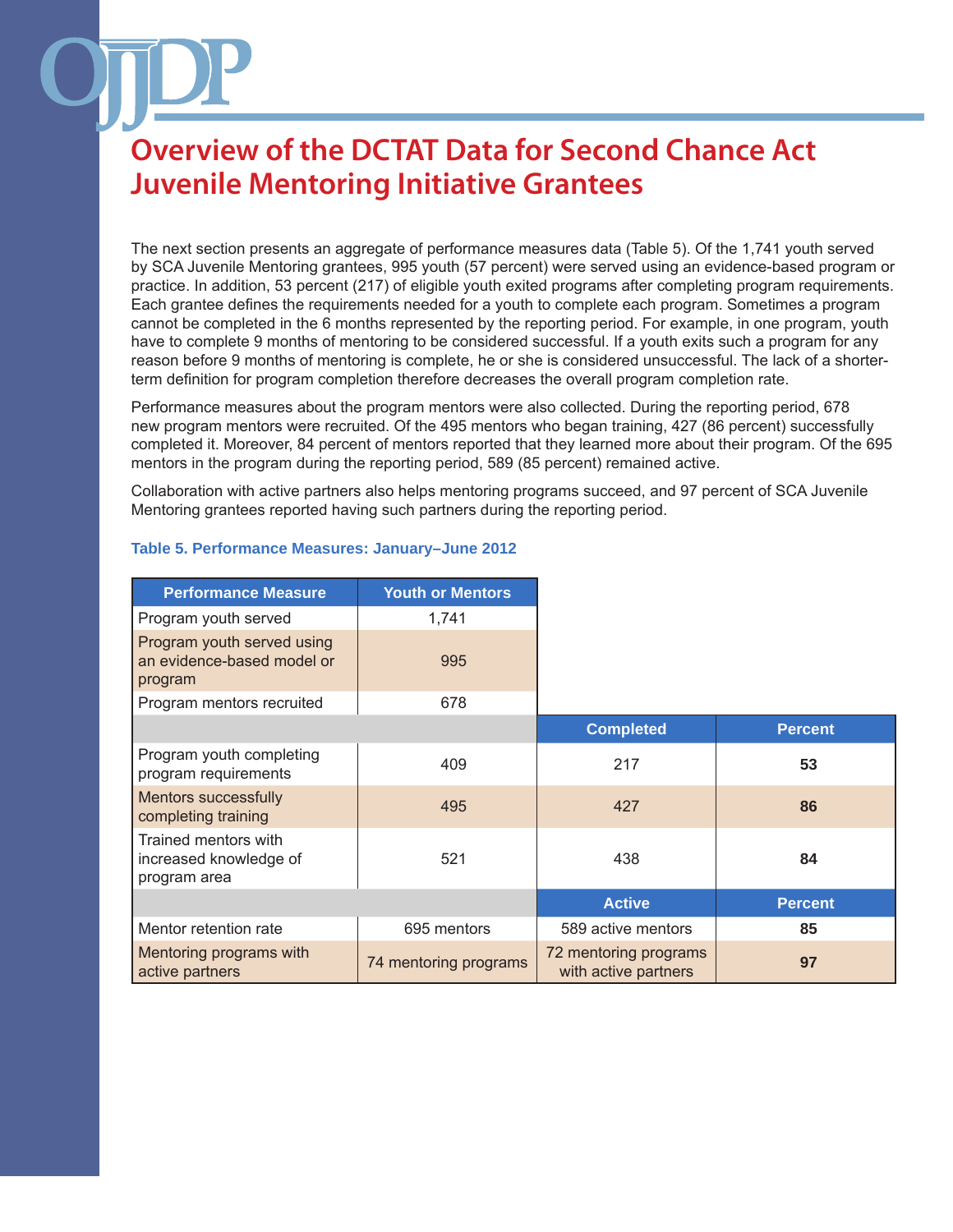# Overview of the DCTAT Data for Second Chance Act Juvenile Mentoring Initiative Grantees

The next section presents an aggregate of performance measures data (Table 5). Of the 1,741 youth served by SCA Juvenile Mentoring grantees, 995 youth (57 percent) were served using an evidence-based program or practice. In addition, 53 percent (217) of eligible youth exited programs after completing program requirements. Each grantee defines the requirements needed for a youth to complete each program. Sometimes a program cannot be completed in the 6 months represented by the reporting period. For example, in one program, youth have to complete 9 months of mentoring to be considered successful. If a youth exits such a program for any reason before 9 months of mentoring is complete, he or she is considered unsuccessful. The lack of a shorter-term definition for program completion therefore decreases the overall program completion rate.

Performance measures about the program mentors were also collected. During the reporting period, 678 new program mentors were recruited. Of the 495 mentors who began training, 427 (86 percent) successfully completed it. Moreover, 84 percent of mentors reported that they learned more about their program. Of the 695 mentors in the program during the reporting period, 589 (85 percent) remained active.

Collaboration with active partners also helps mentoring programs succeed, and 97 percent of SCA Juvenile Mentoring grantees reported having such partners during the reporting period.

**Table 5. Performance Measures: January–June 2012**

| Performance Measure | Youth or Mentors | | |
|---|---|---|---|
| Program youth served | 1,741 | | |
| Program youth served using an evidence-based model or program | 995 | | |
| Program mentors recruited | 678 | | |
| | | **Completed** | **Percent** |
| Program youth completing program requirements | 409 | 217 | **53** |
| Mentors successfully completing training | 495 | 427 | **86** |
| Trained mentors with increased knowledge of program area | 521 | 438 | **84** |
| | | **Active** | **Percent** |
| Mentor retention rate | 695 mentors | 589 active mentors | **85** |
| Mentoring programs with active partners | 74 mentoring programs | 72 mentoring programs with active partners | **97** |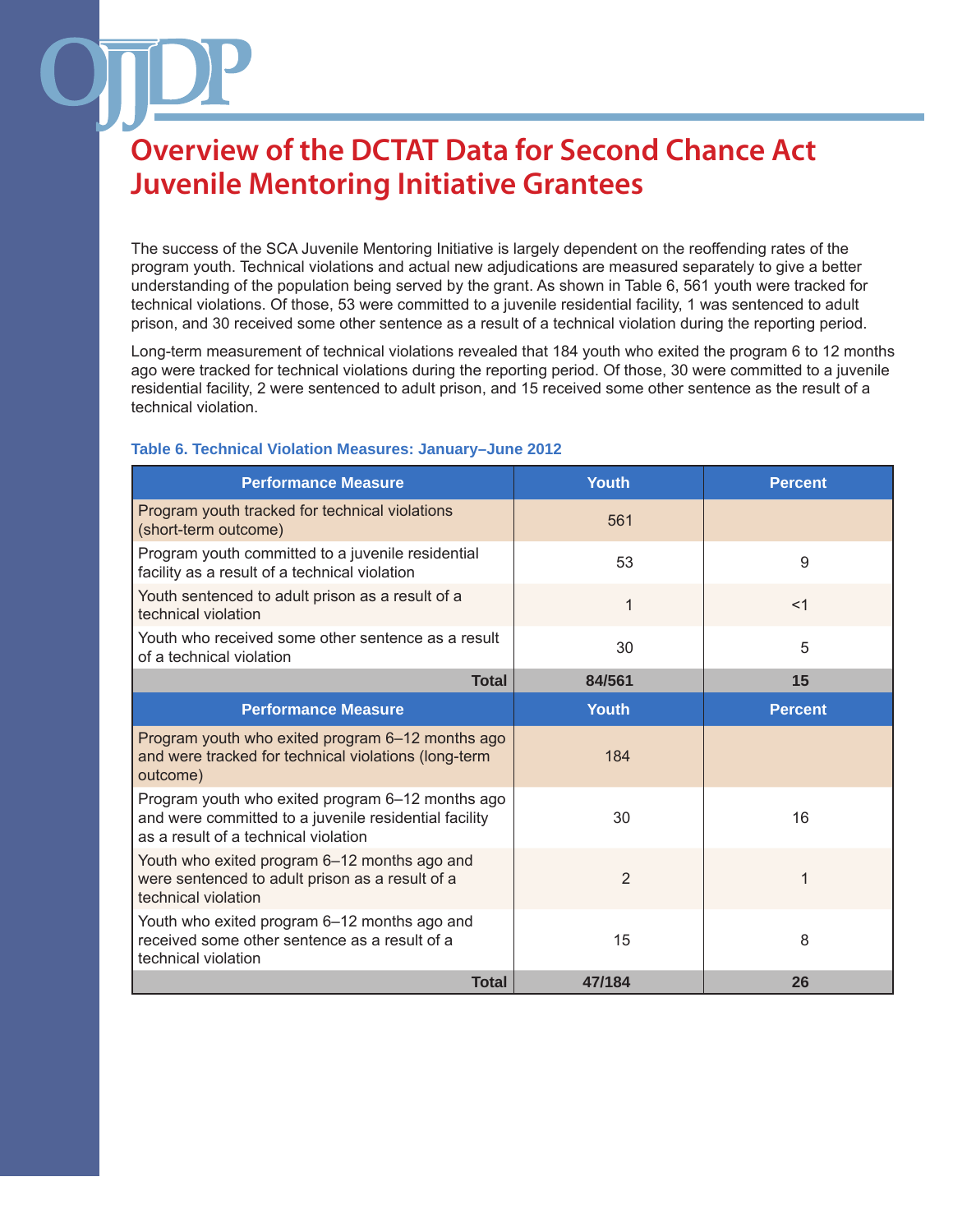# Overview of the DCTAT Data for Second Chance Act Juvenile Mentoring Initiative Grantees

The success of the SCA Juvenile Mentoring Initiative is largely dependent on the reoffending rates of the program youth. Technical violations and actual new adjudications are measured separately to give a better understanding of the population being served by the grant. As shown in Table 6, 561 youth were tracked for technical violations. Of those, 53 were committed to a juvenile residential facility, 1 was sentenced to adult prison, and 30 received some other sentence as a result of a technical violation during the reporting period.

Long-term measurement of technical violations revealed that 184 youth who exited the program 6 to 12 months ago were tracked for technical violations during the reporting period. Of those, 30 were committed to a juvenile residential facility, 2 were sentenced to adult prison, and 15 received some other sentence as the result of a technical violation.

**Table 6. Technical Violation Measures: January–June 2012**

| Performance Measure | Youth | Percent |
|---|---|---|
| Program youth tracked for technical violations (short-term outcome) | 561 | |
| Program youth committed to a juvenile residential facility as a result of a technical violation | 53 | 9 |
| Youth sentenced to adult prison as a result of a technical violation | 1 | <1 |
| Youth who received some other sentence as a result of a technical violation | 30 | 5 |
| **Total** | **84/561** | **15** |
| **Performance Measure** | **Youth** | **Percent** |
| Program youth who exited program 6–12 months ago and were tracked for technical violations (long-term outcome) | 184 | |
| Program youth who exited program 6–12 months ago and were committed to a juvenile residential facility as a result of a technical violation | 30 | 16 |
| Youth who exited program 6–12 months ago and were sentenced to adult prison as a result of a technical violation | 2 | 1 |
| Youth who exited program 6–12 months ago and received some other sentence as a result of a technical violation | 15 | 8 |
| **Total** | **47/184** | **26** |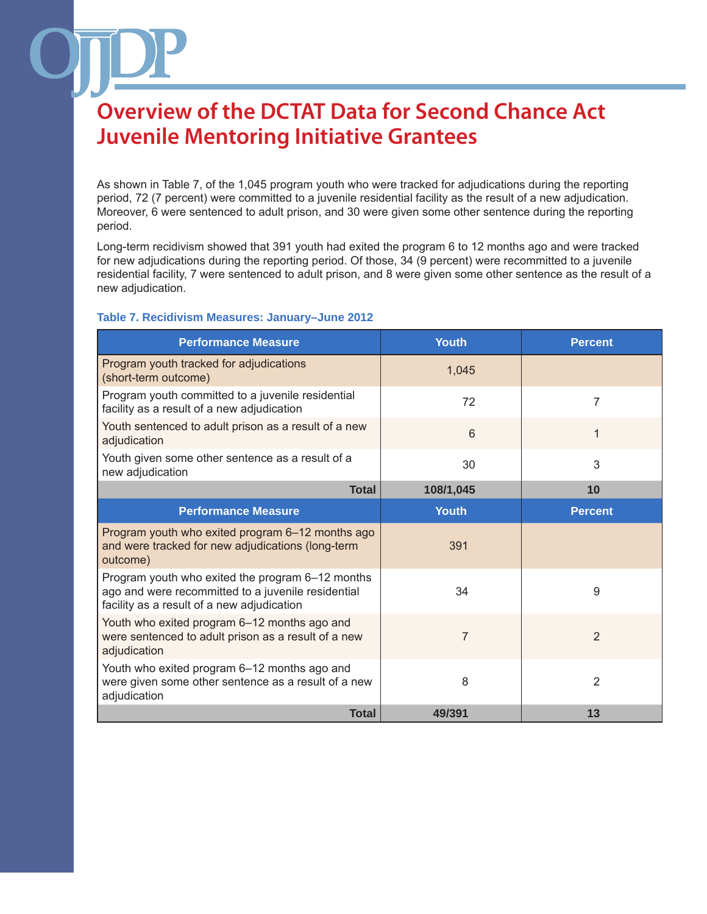# Overview of the DCTAT Data for Second Chance Act Juvenile Mentoring Initiative Grantees

As shown in Table 7, of the 1,045 program youth who were tracked for adjudications during the reporting period, 72 (7 percent) were committed to a juvenile residential facility as the result of a new adjudication. Moreover, 6 were sentenced to adult prison, and 30 were given some other sentence during the reporting period.

Long-term recidivism showed that 391 youth had exited the program 6 to 12 months ago and were tracked for new adjudications during the reporting period. Of those, 34 (9 percent) were recommitted to a juvenile residential facility, 7 were sentenced to adult prison, and 8 were given some other sentence as the result of a new adjudication.

**Table 7. Recidivism Measures: January–June 2012**

| Performance Measure | Youth | Percent |
|---|---|---|
| Program youth tracked for adjudications (short-term outcome) | 1,045 | |
| Program youth committed to a juvenile residential facility as a result of a new adjudication | 72 | 7 |
| Youth sentenced to adult prison as a result of a new adjudication | 6 | 1 |
| Youth given some other sentence as a result of a new adjudication | 30 | 3 |
| **Total** | **108/1,045** | **10** |
| **Performance Measure** | **Youth** | **Percent** |
| Program youth who exited program 6–12 months ago and were tracked for new adjudications (long-term outcome) | 391 | |
| Program youth who exited the program 6–12 months ago and were recommitted to a juvenile residential facility as a result of a new adjudication | 34 | 9 |
| Youth who exited program 6–12 months ago and were sentenced to adult prison as a result of a new adjudication | 7 | 2 |
| Youth who exited program 6–12 months ago and were given some other sentence as a result of a new adjudication | 8 | 2 |
| **Total** | **49/391** | **13** |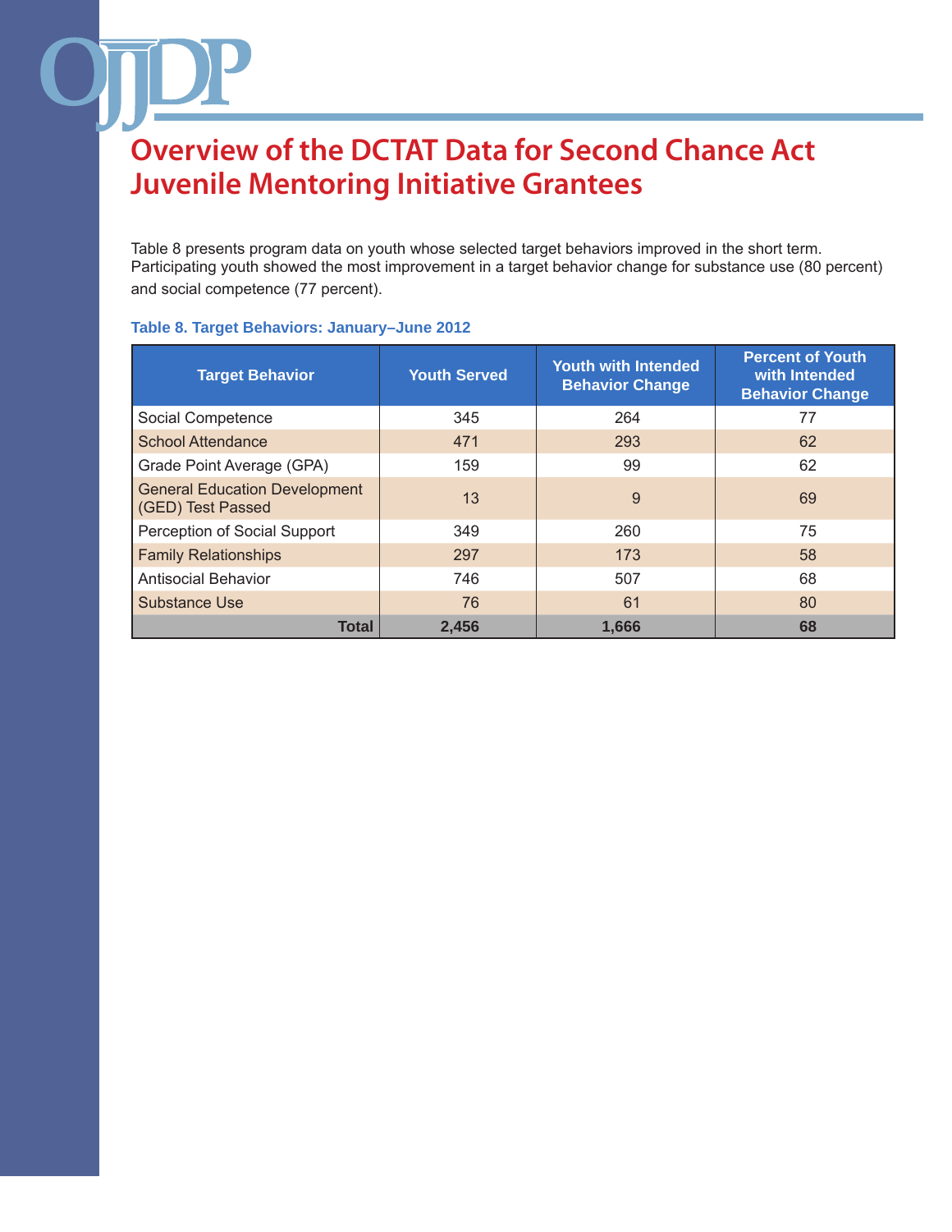# Overview of the DCTAT Data for Second Chance Act Juvenile Mentoring Initiative Grantees

Table 8 presents program data on youth whose selected target behaviors improved in the short term. Participating youth showed the most improvement in a target behavior change for substance use (80 percent) and social competence (77 percent).

**Table 8. Target Behaviors: January–June 2012**

| Target Behavior | Youth Served | Youth with Intended Behavior Change | Percent of Youth with Intended Behavior Change |
|---|---|---|---|
| Social Competence | 345 | 264 | 77 |
| School Attendance | 471 | 293 | 62 |
| Grade Point Average (GPA) | 159 | 99 | 62 |
| General Education Development (GED) Test Passed | 13 | 9 | 69 |
| Perception of Social Support | 349 | 260 | 75 |
| Family Relationships | 297 | 173 | 58 |
| Antisocial Behavior | 746 | 507 | 68 |
| Substance Use | 76 | 61 | 80 |
| **Total** | **2,456** | **1,666** | **68** |